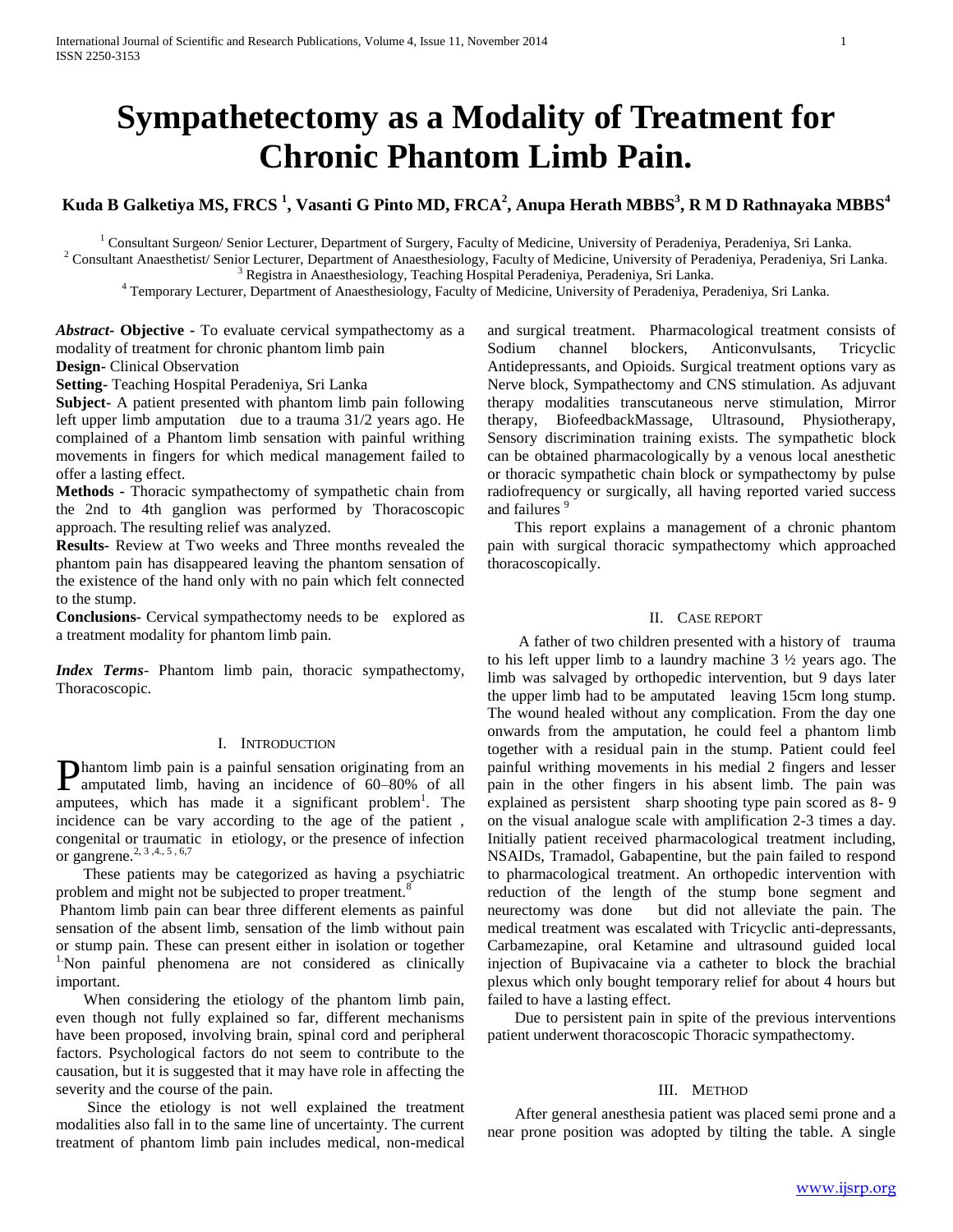# Sympathetectomy as a Modality of Treatment for Chronic Phantom Limb Pain.

**Kuda B Galketiya MS, FRCS [1], Vasanti G Pinto MD, FRCA[2], Anupa Herath MBBS[3], R M D Rathnayaka MBBS[4]**

[1] Consultant Surgeon/ Senior Lecturer, Department of Surgery, Faculty of Medicine, University of Peradeniya, Peradeniya, Sri Lanka.
[2] Consultant Anaesthetist/ Senior Lecturer, Department of Anaesthesiology, Faculty of Medicine, University of Peradeniya, Peradeniya, Sri Lanka.
[3] Registra in Anaesthesiology, Teaching Hospital Peradeniya, Peradeniya, Sri Lanka.
[4] Temporary Lecturer, Department of Anaesthesiology, Faculty of Medicine, University of Peradeniya, Peradeniya, Sri Lanka.

***Abstract*- Objective -** To evaluate cervical sympathectomy as a modality of treatment for chronic phantom limb pain

**Design-** Clinical Observation

**Setting-** Teaching Hospital Peradeniya, Sri Lanka

**Subject-** A patient presented with phantom limb pain following left upper limb amputation due to a trauma 31/2 years ago. He complained of a Phantom limb sensation with painful writhing movements in fingers for which medical management failed to offer a lasting effect.

**Methods -** Thoracic sympathectomy of sympathetic chain from the 2nd to 4th ganglion was performed by Thoracoscopic approach. The resulting relief was analyzed.

**Results-** Review at Two weeks and Three months revealed the phantom pain has disappeared leaving the phantom sensation of the existence of the hand only with no pain which felt connected to the stump.

**Conclusions-** Cervical sympathectomy needs to be explored as a treatment modality for phantom limb pain.

***Index Terms*-** Phantom limb pain, thoracic sympathectomy, Thoracoscopic.

## I. Introduction

Phantom limb pain is a painful sensation originating from an amputated limb, having an incidence of 60–80% of all amputees, which has made it a significant problem[1]. The incidence can be vary according to the age of the patient , congenital or traumatic in etiology, or the presence of infection or gangrene.[2, 3 ,4., 5 , 6,7]

These patients may be categorized as having a psychiatric problem and might not be subjected to proper treatment.[8]

Phantom limb pain can bear three different elements as painful sensation of the absent limb, sensation of the limb without pain or stump pain. These can present either in isolation or together [1.]Non painful phenomena are not considered as clinically important.

When considering the etiology of the phantom limb pain, even though not fully explained so far, different mechanisms have been proposed, involving brain, spinal cord and peripheral factors. Psychological factors do not seem to contribute to the causation, but it is suggested that it may have role in affecting the severity and the course of the pain.

Since the etiology is not well explained the treatment modalities also fall in to the same line of uncertainty. The current treatment of phantom limb pain includes medical, non-medical and surgical treatment. Pharmacological treatment consists of Sodium channel blockers, Anticonvulsants, Tricyclic Antidepressants, and Opioids. Surgical treatment options vary as Nerve block, Sympathectomy and CNS stimulation. As adjuvant therapy modalities transcutaneous nerve stimulation, Mirror therapy, BiofeedbackMassage, Ultrasound, Physiotherapy, Sensory discrimination training exists. The sympathetic block can be obtained pharmacologically by a venous local anesthetic or thoracic sympathetic chain block or sympathectomy by pulse radiofrequency or surgically, all having reported varied success and failures [9]

This report explains a management of a chronic phantom pain with surgical thoracic sympathectomy which approached thoracoscopically.

## II. Case report

A father of two children presented with a history of trauma to his left upper limb to a laundry machine 3 ½ years ago. The limb was salvaged by orthopedic intervention, but 9 days later the upper limb had to be amputated leaving 15cm long stump. The wound healed without any complication. From the day one onwards from the amputation, he could feel a phantom limb together with a residual pain in the stump. Patient could feel painful writhing movements in his medial 2 fingers and lesser pain in the other fingers in his absent limb. The pain was explained as persistent sharp shooting type pain scored as 8- 9 on the visual analogue scale with amplification 2-3 times a day. Initially patient received pharmacological treatment including, NSAIDs, Tramadol, Gabapentine, but the pain failed to respond to pharmacological treatment. An orthopedic intervention with reduction of the length of the stump bone segment and neurectomy was done but did not alleviate the pain. The medical treatment was escalated with Tricyclic anti-depressants, Carbamezapine, oral Ketamine and ultrasound guided local injection of Bupivacaine via a catheter to block the brachial plexus which only bought temporary relief for about 4 hours but failed to have a lasting effect.

Due to persistent pain in spite of the previous interventions patient underwent thoracoscopic Thoracic sympathectomy.

## III. Method

After general anesthesia patient was placed semi prone and a near prone position was adopted by tilting the table. A single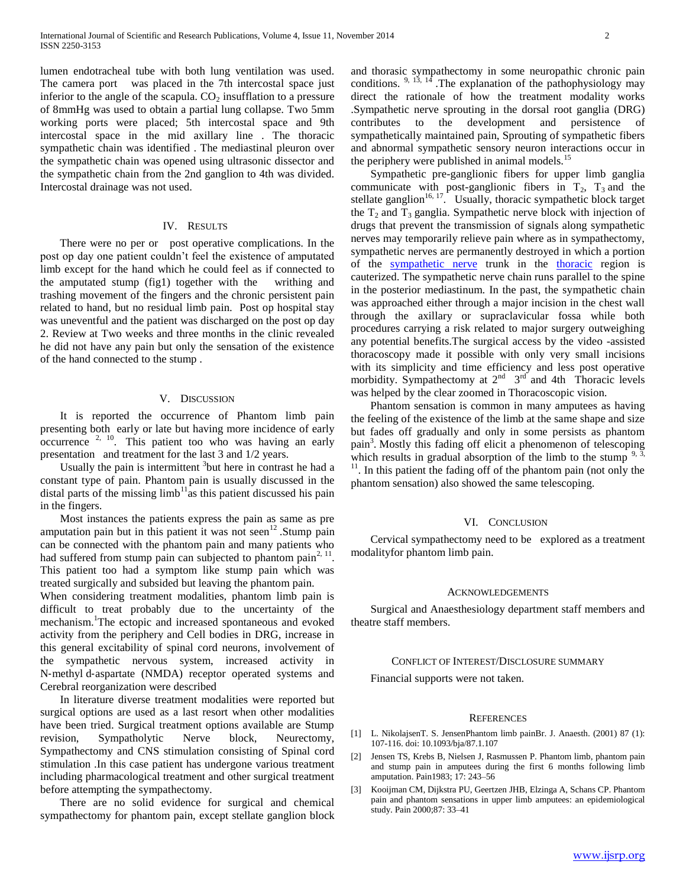lumen endotracheal tube with both lung ventilation was used. The camera port was placed in the 7th intercostal space just inferior to the angle of the scapula. $CO_2$ insufflation to a pressure of 8mmHg was used to obtain a partial lung collapse. Two 5mm working ports were placed; 5th intercostal space and 9th intercostal space in the mid axillary line . The thoracic sympathetic chain was identified . The mediastinal pleuron over the sympathetic chain was opened using ultrasonic dissector and the sympathetic chain from the 2nd ganglion to 4th was divided. Intercostal drainage was not used.

## IV. Results

There were no per or post operative complications. In the post op day one patient couldn't feel the existence of amputated limb except for the hand which he could feel as if connected to the amputated stump (fig1) together with the writhing and trashing movement of the fingers and the chronic persistent pain related to hand, but no residual limb pain. Post op hospital stay was uneventful and the patient was discharged on the post op day 2. Review at Two weeks and three months in the clinic revealed he did not have any pain but only the sensation of the existence of the hand connected to the stump .

## V. Discussion

It is reported the occurrence of Phantom limb pain presenting both early or late but having more incidence of early occurrence [2, 10]. This patient too who was having an early presentation and treatment for the last 3 and 1/2 years.

Usually the pain is intermittent [3]but here in contrast he had a constant type of pain. Phantom pain is usually discussed in the distal parts of the missing limb[11]as this patient discussed his pain in the fingers.

Most instances the patients express the pain as same as pre amputation pain but in this patient it was not seen[12] .Stump pain can be connected with the phantom pain and many patients who had suffered from stump pain can subjected to phantom pain[2, 11]. This patient too had a symptom like stump pain which was treated surgically and subsided but leaving the phantom pain.

When considering treatment modalities, phantom limb pain is difficult to treat probably due to the uncertainty of the mechanism.[1]The ectopic and increased spontaneous and evoked activity from the periphery and Cell bodies in DRG, increase in this general excitability of spinal cord neurons, involvement of the sympathetic nervous system, increased activity in N-methyl d-aspartate (NMDA) receptor operated systems and Cerebral reorganization were described

In literature diverse treatment modalities were reported but surgical options are used as a last resort when other modalities have been tried. Surgical treatment options available are Stump revision, Sympatholytic Nerve block, Neurectomy, Sympathectomy and CNS stimulation consisting of Spinal cord stimulation .In this case patient has undergone various treatment including pharmacological treatment and other surgical treatment before attempting the sympathectomy.

There are no solid evidence for surgical and chemical sympathectomy for phantom pain, except stellate ganglion block and thoracic sympathectomy in some neuropathic chronic pain conditions. [9, 13, 14] .The explanation of the pathophysiology may direct the rationale of how the treatment modality works .Sympathetic nerve sprouting in the dorsal root ganglia (DRG) contributes to the development and persistence of sympathetically maintained pain, Sprouting of sympathetic fibers and abnormal sympathetic sensory neuron interactions occur in the periphery were published in animal models.[15]

Sympathetic pre-ganglionic fibers for upper limb ganglia communicate with post-ganglionic fibers in $T_2$, $T_3$ and the stellate ganglion[16, 17]. Usually, thoracic sympathetic block target the $T_2$ and $T_3$ ganglia. Sympathetic nerve block with injection of drugs that prevent the transmission of signals along sympathetic nerves may temporarily relieve pain where as in sympathectomy, sympathetic nerves are permanently destroyed in which a portion of the sympathetic nerve trunk in the thoracic region is cauterized. The sympathetic nerve chain runs parallel to the spine in the posterior mediastinum. In the past, the sympathetic chain was approached either through a major incision in the chest wall through the axillary or supraclavicular fossa while both procedures carrying a risk related to major surgery outweighing any potential benefits.The surgical access by the video -assisted thoracoscopy made it possible with only very small incisions with its simplicity and time efficiency and less post operative morbidity. Sympathectomy at 2nd 3rd and 4th Thoracic levels was helped by the clear zoomed in Thoracoscopic vision.

Phantom sensation is common in many amputees as having the feeling of the existence of the limb at the same shape and size but fades off gradually and only in some persists as phantom pain[3]. Mostly this fading off elicit a phenomenon of telescoping which results in gradual absorption of the limb to the stump [9, 3, 11]. In this patient the fading off of the phantom pain (not only the phantom sensation) also showed the same telescoping.

## VI. Conclusion

Cervical sympathectomy need to be explored as a treatment modalityfor phantom limb pain.

## Acknowledgements

Surgical and Anaesthesiology department staff members and theatre staff members.

## Conflict of Interest/Disclosure summary

Financial supports were not taken.

## References

[1] L. NikolajsenT. S. JensenPhantom limb painBr. J. Anaesth. (2001) 87 (1): 107-116. doi: 10.1093/bja/87.1.107

[2] Jensen TS, Krebs B, Nielsen J, Rasmussen P. Phantom limb, phantom pain and stump pain in amputees during the first 6 months following limb amputation. Pain1983; 17: 243–56

[3] Kooijman CM, Dijkstra PU, Geertzen JHB, Elzinga A, Schans CP. Phantom pain and phantom sensations in upper limb amputees: an epidemiological study. Pain 2000;87: 33–41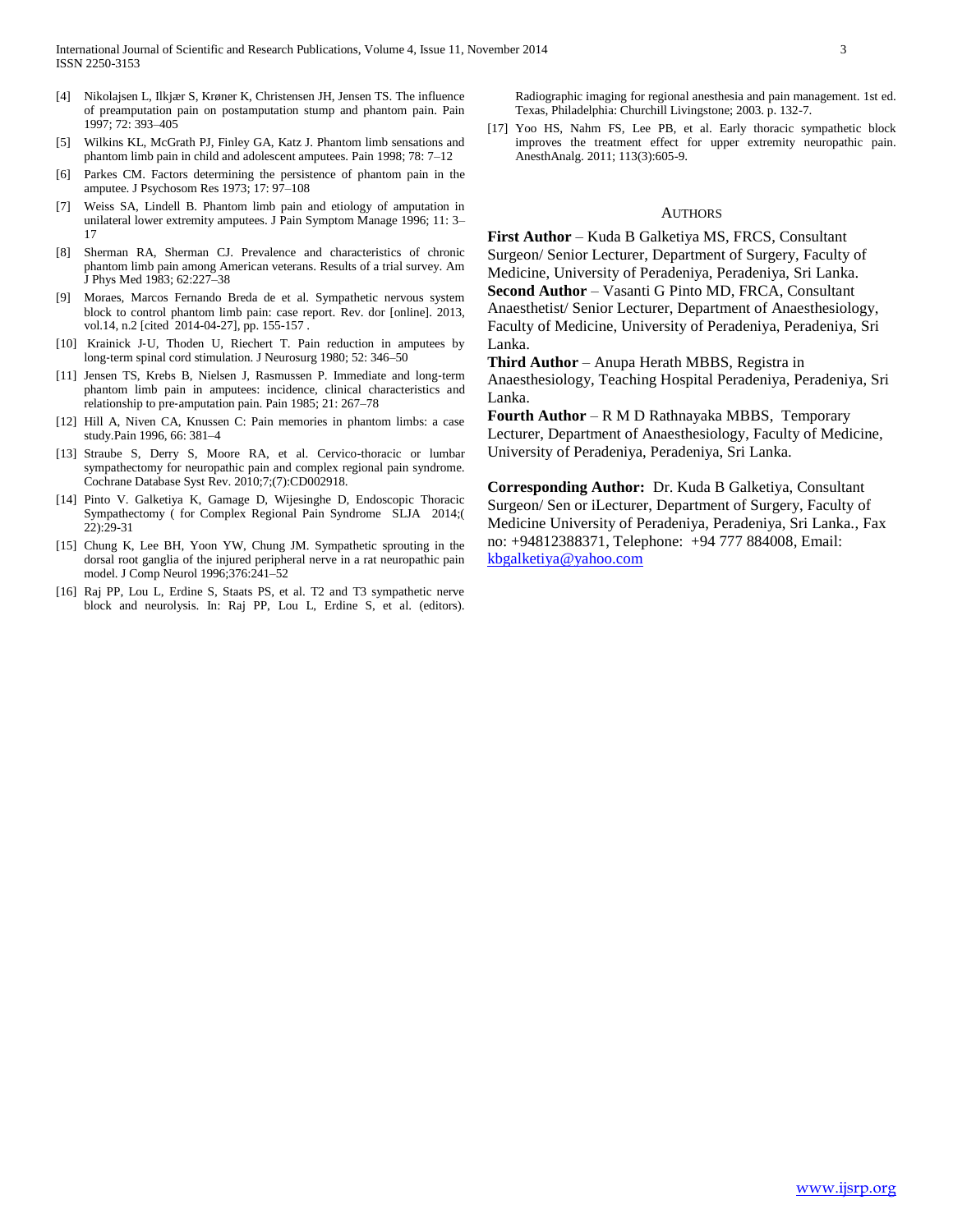[4] Nikolajsen L, Ilkjær S, Krøner K, Christensen JH, Jensen TS. The influence of preamputation pain on postamputation stump and phantom pain. Pain 1997; 72: 393–405

[5] Wilkins KL, McGrath PJ, Finley GA, Katz J. Phantom limb sensations and phantom limb pain in child and adolescent amputees. Pain 1998; 78: 7–12

[6] Parkes CM. Factors determining the persistence of phantom pain in the amputee. J Psychosom Res 1973; 17: 97–108

[7] Weiss SA, Lindell B. Phantom limb pain and etiology of amputation in unilateral lower extremity amputees. J Pain Symptom Manage 1996; 11: 3–17

[8] Sherman RA, Sherman CJ. Prevalence and characteristics of chronic phantom limb pain among American veterans. Results of a trial survey. Am J Phys Med 1983; 62:227–38

[9] Moraes, Marcos Fernando Breda de et al. Sympathetic nervous system block to control phantom limb pain: case report. Rev. dor [online]. 2013, vol.14, n.2 [cited 2014-04-27], pp. 155-157 .

[10] Krainick J-U, Thoden U, Riechert T. Pain reduction in amputees by long-term spinal cord stimulation. J Neurosurg 1980; 52: 346–50

[11] Jensen TS, Krebs B, Nielsen J, Rasmussen P. Immediate and long-term phantom limb pain in amputees: incidence, clinical characteristics and relationship to pre-amputation pain. Pain 1985; 21: 267–78

[12] Hill A, Niven CA, Knussen C: Pain memories in phantom limbs: a case study.Pain 1996, 66: 381–4

[13] Straube S, Derry S, Moore RA, et al. Cervico-thoracic or lumbar sympathectomy for neuropathic pain and complex regional pain syndrome. Cochrane Database Syst Rev. 2010;7;(7):CD002918.

[14] Pinto V. Galketiya K, Gamage D, Wijesinghe D, Endoscopic Thoracic Sympathectomy ( for Complex Regional Pain Syndrome SLJA 2014;( 22):29-31

[15] Chung K, Lee BH, Yoon YW, Chung JM. Sympathetic sprouting in the dorsal root ganglia of the injured peripheral nerve in a rat neuropathic pain model. J Comp Neurol 1996;376:241–52

[16] Raj PP, Lou L, Erdine S, Staats PS, et al. T2 and T3 sympathetic nerve block and neurolysis. In: Raj PP, Lou L, Erdine S, et al. (editors). Radiographic imaging for regional anesthesia and pain management. 1st ed. Texas, Philadelphia: Churchill Livingstone; 2003. p. 132-7.

[17] Yoo HS, Nahm FS, Lee PB, et al. Early thoracic sympathetic block improves the treatment effect for upper extremity neuropathic pain. AnesthAnalg. 2011; 113(3):605-9.

## AUTHORS

**First Author** – Kuda B Galketiya MS, FRCS, Consultant Surgeon/ Senior Lecturer, Department of Surgery, Faculty of Medicine, University of Peradeniya, Peradeniya, Sri Lanka.
**Second Author** – Vasanti G Pinto MD, FRCA, Consultant Anaesthetist/ Senior Lecturer, Department of Anaesthesiology, Faculty of Medicine, University of Peradeniya, Peradeniya, Sri Lanka.
**Third Author** – Anupa Herath MBBS, Registra in Anaesthesiology, Teaching Hospital Peradeniya, Peradeniya, Sri Lanka.
**Fourth Author** – R M D Rathnayaka MBBS, Temporary Lecturer, Department of Anaesthesiology, Faculty of Medicine, University of Peradeniya, Peradeniya, Sri Lanka.

**Corresponding Author:** Dr. Kuda B Galketiya, Consultant Surgeon/ Sen or iLecturer, Department of Surgery, Faculty of Medicine University of Peradeniya, Peradeniya, Sri Lanka., Fax no: +94812388371, Telephone: +94 777 884008, Email: kbgalketiya@yahoo.com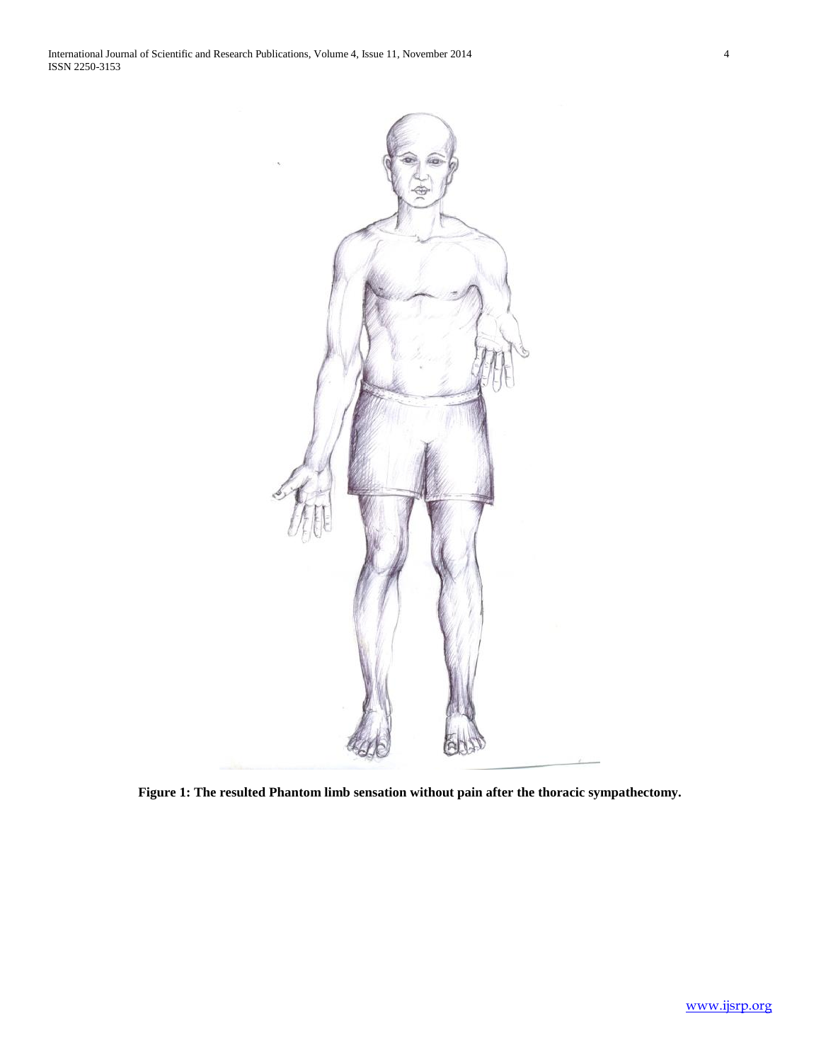**Figure 1: The resulted Phantom limb sensation without pain after the thoracic sympathectomy.**